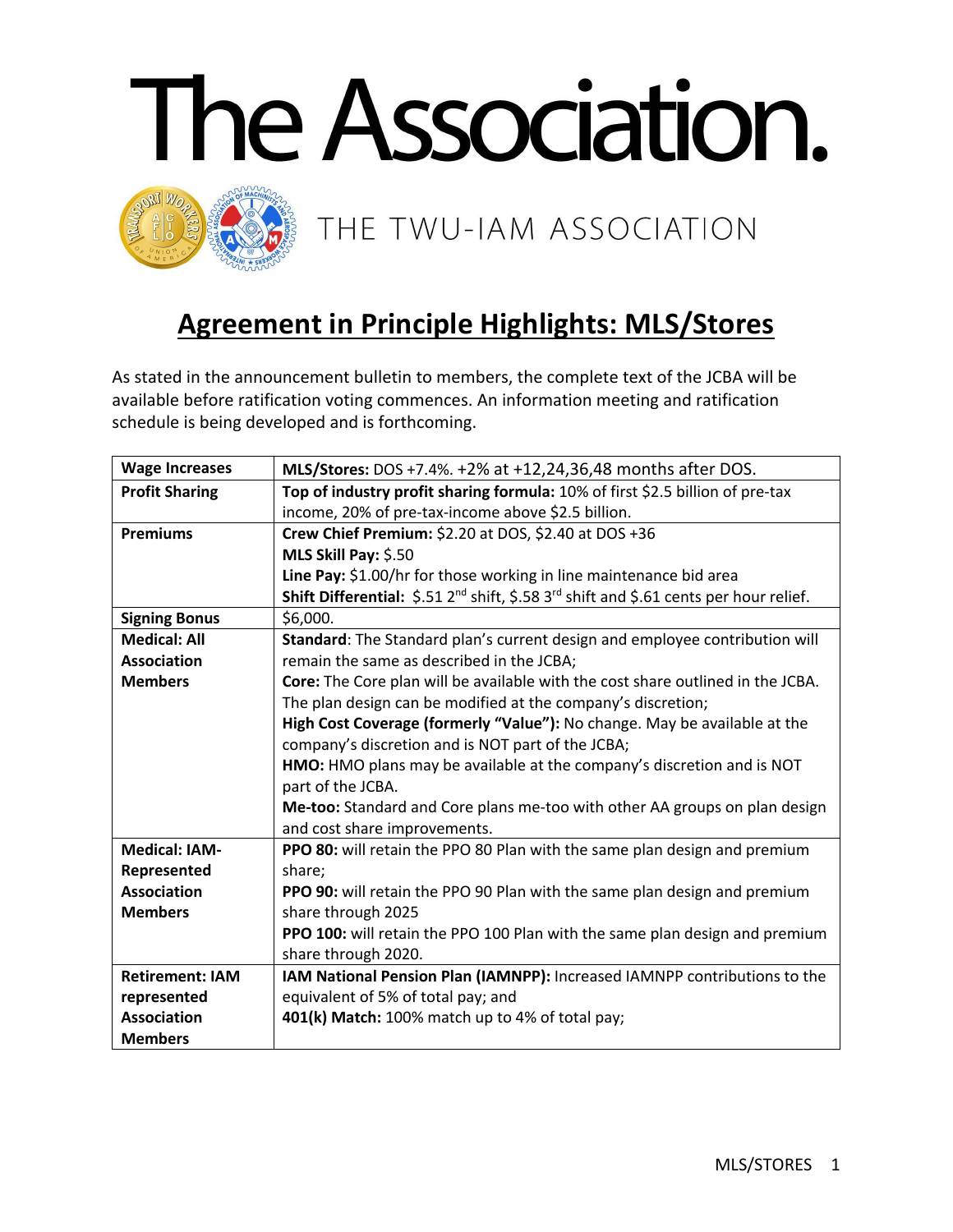# The Association.

THE TWU-IAM ASSOCIATION

## Agreement in Principle Highlights: MLS/Stores

As stated in the announcement bulletin to members, the complete text of the JCBA will be available before ratification voting commences. An information meeting and ratification schedule is being developed and is forthcoming.

| | |
|---|---|
| **Wage Increases** | **MLS/Stores:** DOS +7.4%. +2% at +12,24,36,48 months after DOS. |
| **Profit Sharing** | **Top of industry profit sharing formula:** 10% of first $2.5 billion of pre-tax income, 20% of pre-tax-income above $2.5 billion. |
| **Premiums** | **Crew Chief Premium:** $2.20 at DOS, $2.40 at DOS +36<br>**MLS Skill Pay:** $.50<br>**Line Pay:** $1.00/hr for those working in line maintenance bid area<br>**Shift Differential:** $.51 2nd shift, $.58 3rd shift and $.61 cents per hour relief. |
| **Signing Bonus** | $6,000. |
| **Medical: All Association Members** | **Standard**: The Standard plan's current design and employee contribution will remain the same as described in the JCBA;<br>**Core:** The Core plan will be available with the cost share outlined in the JCBA. The plan design can be modified at the company's discretion;<br>**High Cost Coverage (formerly "Value"):** No change. May be available at the company's discretion and is NOT part of the JCBA;<br>**HMO:** HMO plans may be available at the company's discretion and is NOT part of the JCBA.<br>**Me-too:** Standard and Core plans me-too with other AA groups on plan design and cost share improvements. |
| **Medical: IAM-Represented Association Members** | **PPO 80:** will retain the PPO 80 Plan with the same plan design and premium share;<br>**PPO 90:** will retain the PPO 90 Plan with the same plan design and premium share through 2025<br>**PPO 100:** will retain the PPO 100 Plan with the same plan design and premium share through 2020. |
| **Retirement: IAM represented Association Members** | **IAM National Pension Plan (IAMNPP):** Increased IAMNPP contributions to the equivalent of 5% of total pay; and<br>**401(k) Match:** 100% match up to 4% of total pay; |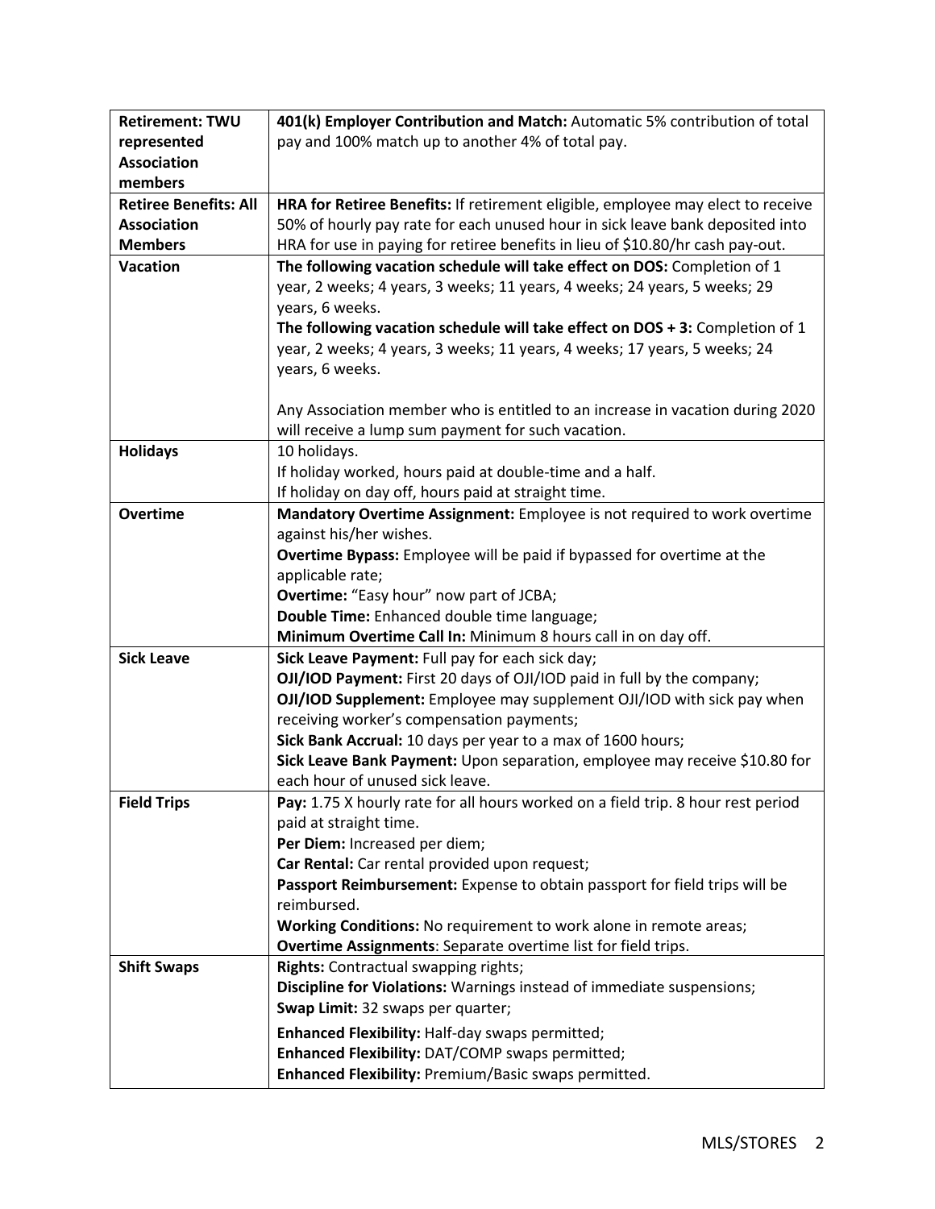| | |
|---|---|
| **Retirement: TWU represented Association members** | **401(k) Employer Contribution and Match:** Automatic 5% contribution of total pay and 100% match up to another 4% of total pay. |
| **Retiree Benefits: All Association Members** | **HRA for Retiree Benefits:** If retirement eligible, employee may elect to receive 50% of hourly pay rate for each unused hour in sick leave bank deposited into HRA for use in paying for retiree benefits in lieu of $10.80/hr cash pay-out. |
| **Vacation** | **The following vacation schedule will take effect on DOS:** Completion of 1 year, 2 weeks; 4 years, 3 weeks; 11 years, 4 weeks; 24 years, 5 weeks; 29 years, 6 weeks.<br>**The following vacation schedule will take effect on DOS + 3:** Completion of 1 year, 2 weeks; 4 years, 3 weeks; 11 years, 4 weeks; 17 years, 5 weeks; 24 years, 6 weeks.<br><br>Any Association member who is entitled to an increase in vacation during 2020 will receive a lump sum payment for such vacation. |
| **Holidays** | 10 holidays.<br>If holiday worked, hours paid at double-time and a half.<br>If holiday on day off, hours paid at straight time. |
| **Overtime** | **Mandatory Overtime Assignment:** Employee is not required to work overtime against his/her wishes.<br>**Overtime Bypass:** Employee will be paid if bypassed for overtime at the applicable rate;<br>**Overtime:** "Easy hour" now part of JCBA;<br>**Double Time:** Enhanced double time language;<br>**Minimum Overtime Call In:** Minimum 8 hours call in on day off. |
| **Sick Leave** | **Sick Leave Payment:** Full pay for each sick day;<br>**OJI/IOD Payment:** First 20 days of OJI/IOD paid in full by the company;<br>**OJI/IOD Supplement:** Employee may supplement OJI/IOD with sick pay when receiving worker's compensation payments;<br>**Sick Bank Accrual:** 10 days per year to a max of 1600 hours;<br>**Sick Leave Bank Payment:** Upon separation, employee may receive $10.80 for each hour of unused sick leave. |
| **Field Trips** | **Pay:** 1.75 X hourly rate for all hours worked on a field trip. 8 hour rest period paid at straight time.<br>**Per Diem:** Increased per diem;<br>**Car Rental:** Car rental provided upon request;<br>**Passport Reimbursement:** Expense to obtain passport for field trips will be reimbursed.<br>**Working Conditions:** No requirement to work alone in remote areas;<br>**Overtime Assignments**: Separate overtime list for field trips. |
| **Shift Swaps** | **Rights:** Contractual swapping rights;<br>**Discipline for Violations:** Warnings instead of immediate suspensions;<br>**Swap Limit:** 32 swaps per quarter;<br>**Enhanced Flexibility:** Half-day swaps permitted;<br>**Enhanced Flexibility:** DAT/COMP swaps permitted;<br>**Enhanced Flexibility:** Premium/Basic swaps permitted. |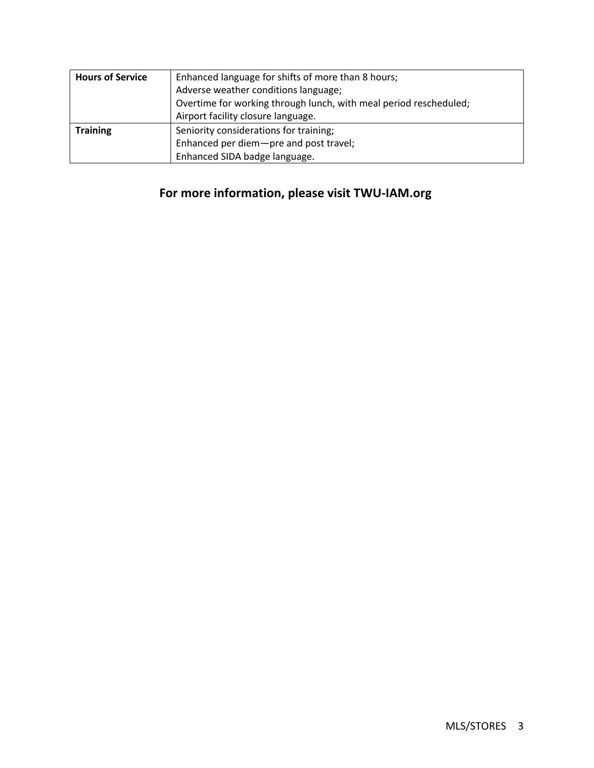| | |
|---|---|
| **Hours of Service** | Enhanced language for shifts of more than 8 hours;<br>Adverse weather conditions language;<br>Overtime for working through lunch, with meal period rescheduled;<br>Airport facility closure language. |
| **Training** | Seniority considerations for training;<br>Enhanced per diem—pre and post travel;<br>Enhanced SIDA badge language. |

## For more information, please visit TWU-IAM.org